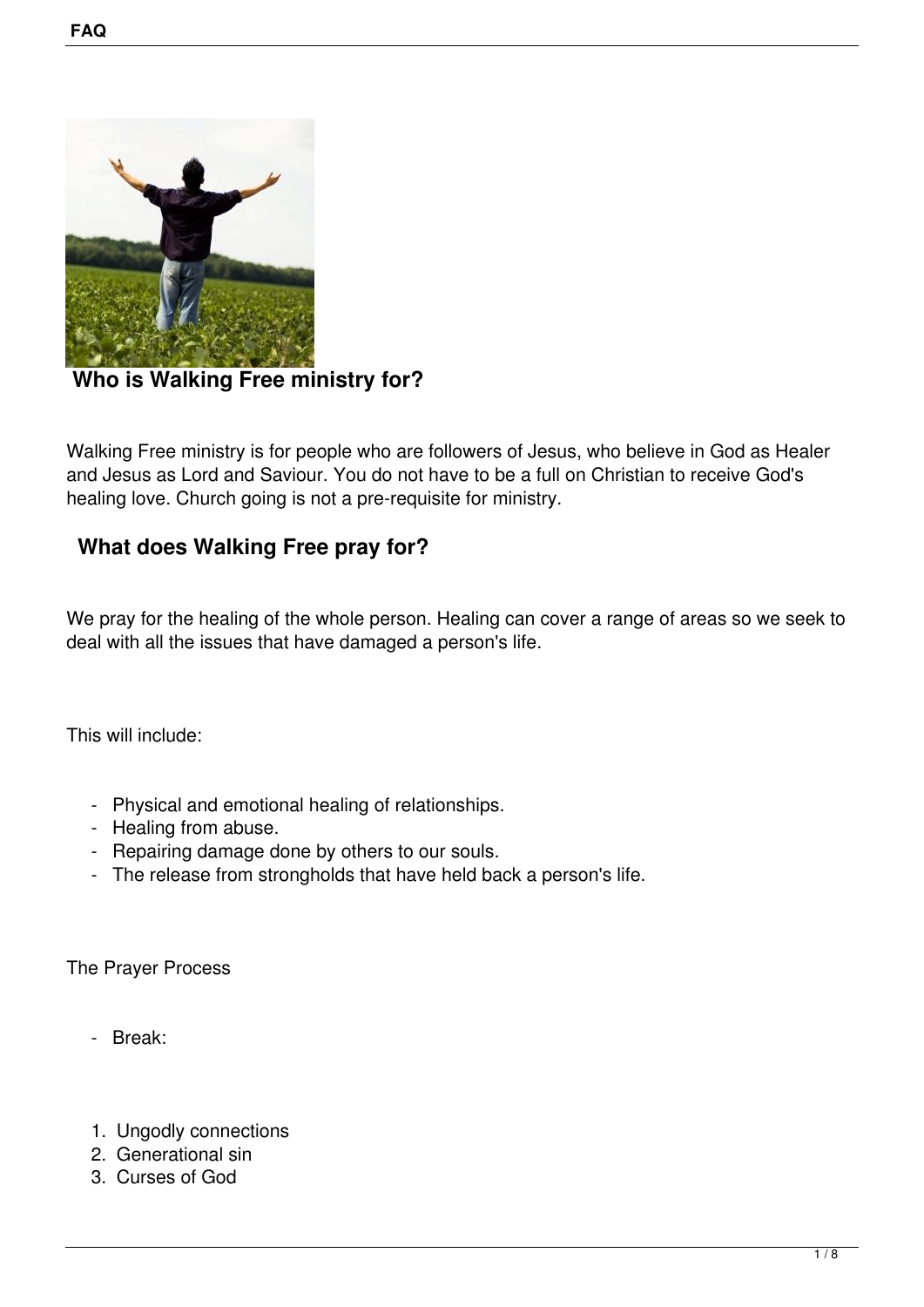## Who is Walking Free ministry for?

Walking Free ministry is for people who are followers of Jesus, who believe in God as Healer and Jesus as Lord and Saviour. You do not have to be a full on Christian to receive God's healing love. Church going is not a pre-requisite for ministry.

## What does Walking Free pray for?

We pray for the healing of the whole person. Healing can cover a range of areas so we seek to deal with all the issues that have damaged a person's life.

This will include:

- Physical and emotional healing of relationships.
- Healing from abuse.
- Repairing damage done by others to our souls.
- The release from strongholds that have held back a person's life.

The Prayer Process

- Break:

1. Ungodly connections
2. Generational sin
3. Curses of God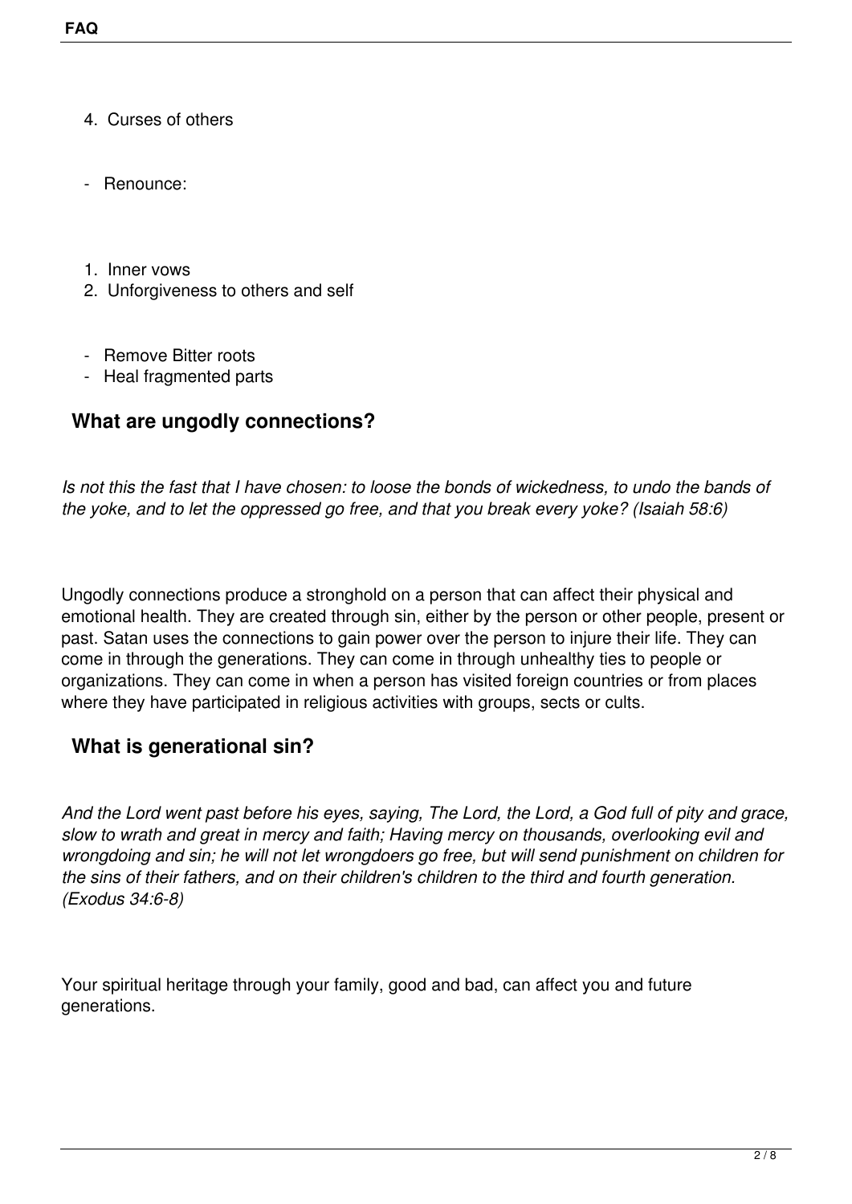4. Curses of others

- Renounce:

1. Inner vows
2. Unforgiveness to others and self

- Remove Bitter roots
- Heal fragmented parts

## What are ungodly connections?

*Is not this the fast that I have chosen: to loose the bonds of wickedness, to undo the bands of the yoke, and to let the oppressed go free, and that you break every yoke? (Isaiah 58:6)*

Ungodly connections produce a stronghold on a person that can affect their physical and emotional health. They are created through sin, either by the person or other people, present or past. Satan uses the connections to gain power over the person to injure their life. They can come in through the generations. They can come in through unhealthy ties to people or organizations. They can come in when a person has visited foreign countries or from places where they have participated in religious activities with groups, sects or cults.

## What is generational sin?

*And the Lord went past before his eyes, saying, The Lord, the Lord, a God full of pity and grace, slow to wrath and great in mercy and faith; Having mercy on thousands, overlooking evil and wrongdoing and sin; he will not let wrongdoers go free, but will send punishment on children for the sins of their fathers, and on their children's children to the third and fourth generation. (Exodus 34:6-8)*

Your spiritual heritage through your family, good and bad, can affect you and future generations.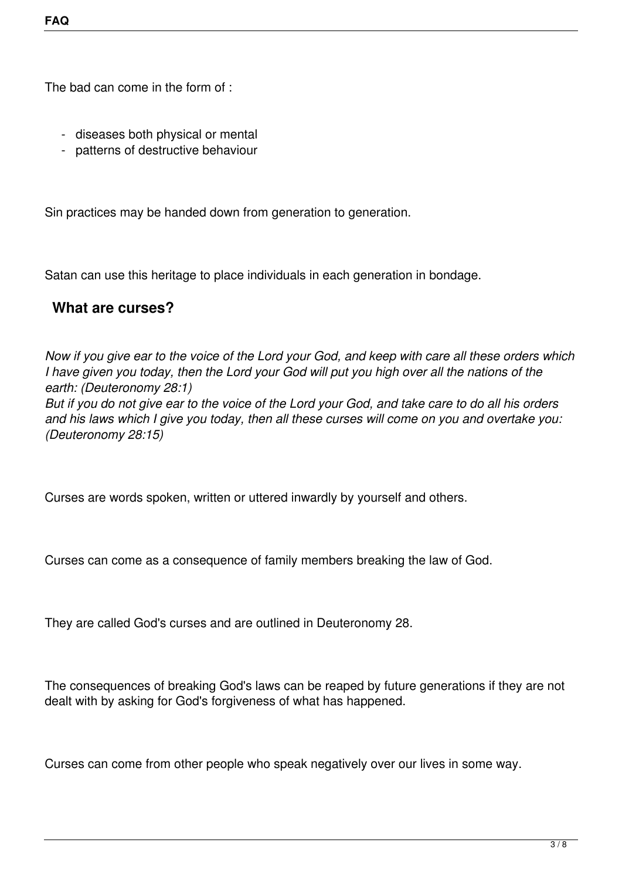The bad can come in the form of :

- diseases both physical or mental
- patterns of destructive behaviour

Sin practices may be handed down from generation to generation.

Satan can use this heritage to place individuals in each generation in bondage.

## What are curses?

*Now if you give ear to the voice of the Lord your God, and keep with care all these orders which I have given you today, then the Lord your God will put you high over all the nations of the earth: (Deuteronomy 28:1)*
*But if you do not give ear to the voice of the Lord your God, and take care to do all his orders and his laws which I give you today, then all these curses will come on you and overtake you: (Deuteronomy 28:15)*

Curses are words spoken, written or uttered inwardly by yourself and others.

Curses can come as a consequence of family members breaking the law of God.

They are called God's curses and are outlined in Deuteronomy 28.

The consequences of breaking God's laws can be reaped by future generations if they are not dealt with by asking for God's forgiveness of what has happened.

Curses can come from other people who speak negatively over our lives in some way.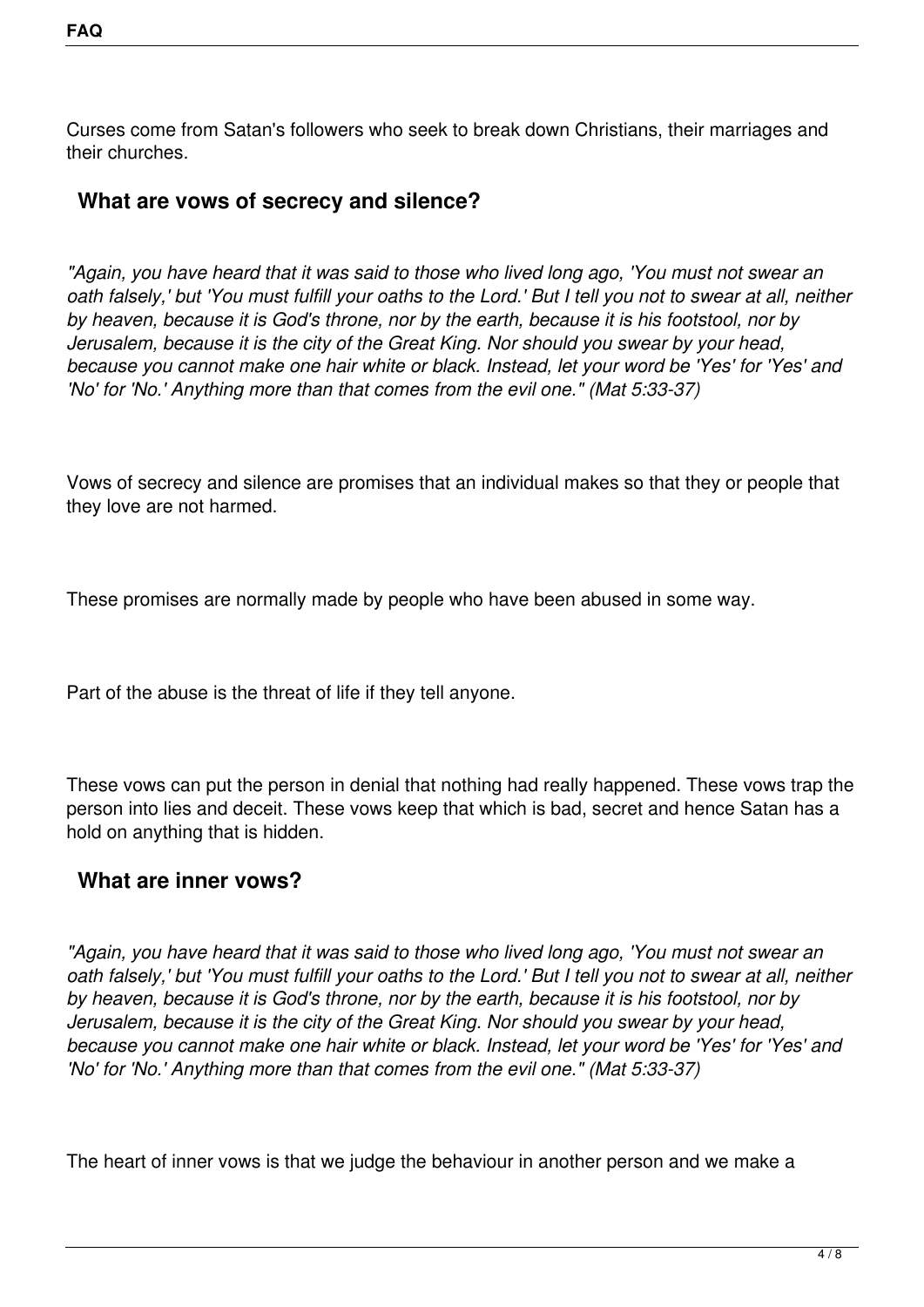Curses come from Satan's followers who seek to break down Christians, their marriages and their churches.

## What are vows of secrecy and silence?

*"Again, you have heard that it was said to those who lived long ago, 'You must not swear an oath falsely,' but 'You must fulfill your oaths to the Lord.' But I tell you not to swear at all, neither by heaven, because it is God's throne, nor by the earth, because it is his footstool, nor by Jerusalem, because it is the city of the Great King. Nor should you swear by your head, because you cannot make one hair white or black. Instead, let your word be 'Yes' for 'Yes' and 'No' for 'No.' Anything more than that comes from the evil one." (Mat 5:33-37)*

Vows of secrecy and silence are promises that an individual makes so that they or people that they love are not harmed.

These promises are normally made by people who have been abused in some way.

Part of the abuse is the threat of life if they tell anyone.

These vows can put the person in denial that nothing had really happened. These vows trap the person into lies and deceit. These vows keep that which is bad, secret and hence Satan has a hold on anything that is hidden.

## What are inner vows?

*"Again, you have heard that it was said to those who lived long ago, 'You must not swear an oath falsely,' but 'You must fulfill your oaths to the Lord.' But I tell you not to swear at all, neither by heaven, because it is God's throne, nor by the earth, because it is his footstool, nor by Jerusalem, because it is the city of the Great King. Nor should you swear by your head, because you cannot make one hair white or black. Instead, let your word be 'Yes' for 'Yes' and 'No' for 'No.' Anything more than that comes from the evil one." (Mat 5:33-37)*

The heart of inner vows is that we judge the behaviour in another person and we make a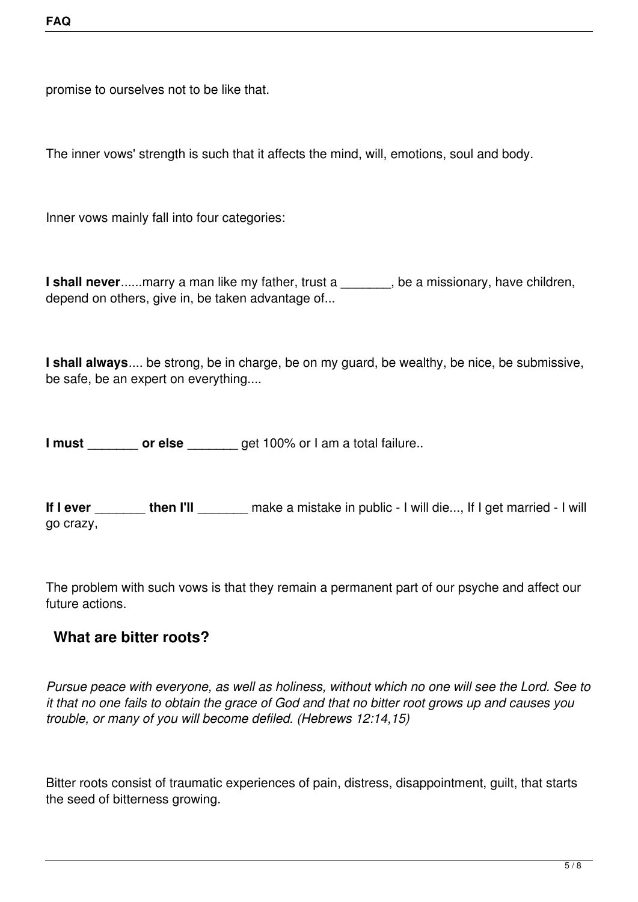promise to ourselves not to be like that.

The inner vows' strength is such that it affects the mind, will, emotions, soul and body.

Inner vows mainly fall into four categories:

**I shall never**......marry a man like my father, trust a _______, be a missionary, have children, depend on others, give in, be taken advantage of...

**I shall always**.... be strong, be in charge, be on my guard, be wealthy, be nice, be submissive, be safe, be an expert on everything....

**I must** _______ **or else** _______ get 100% or I am a total failure..

**If I ever** _______ **then I'll** _______ make a mistake in public - I will die..., If I get married - I will go crazy,

The problem with such vows is that they remain a permanent part of our psyche and affect our future actions.

## What are bitter roots?

*Pursue peace with everyone, as well as holiness, without which no one will see the Lord. See to it that no one fails to obtain the grace of God and that no bitter root grows up and causes you trouble, or many of you will become defiled. (Hebrews 12:14,15)*

Bitter roots consist of traumatic experiences of pain, distress, disappointment, guilt, that starts the seed of bitterness growing.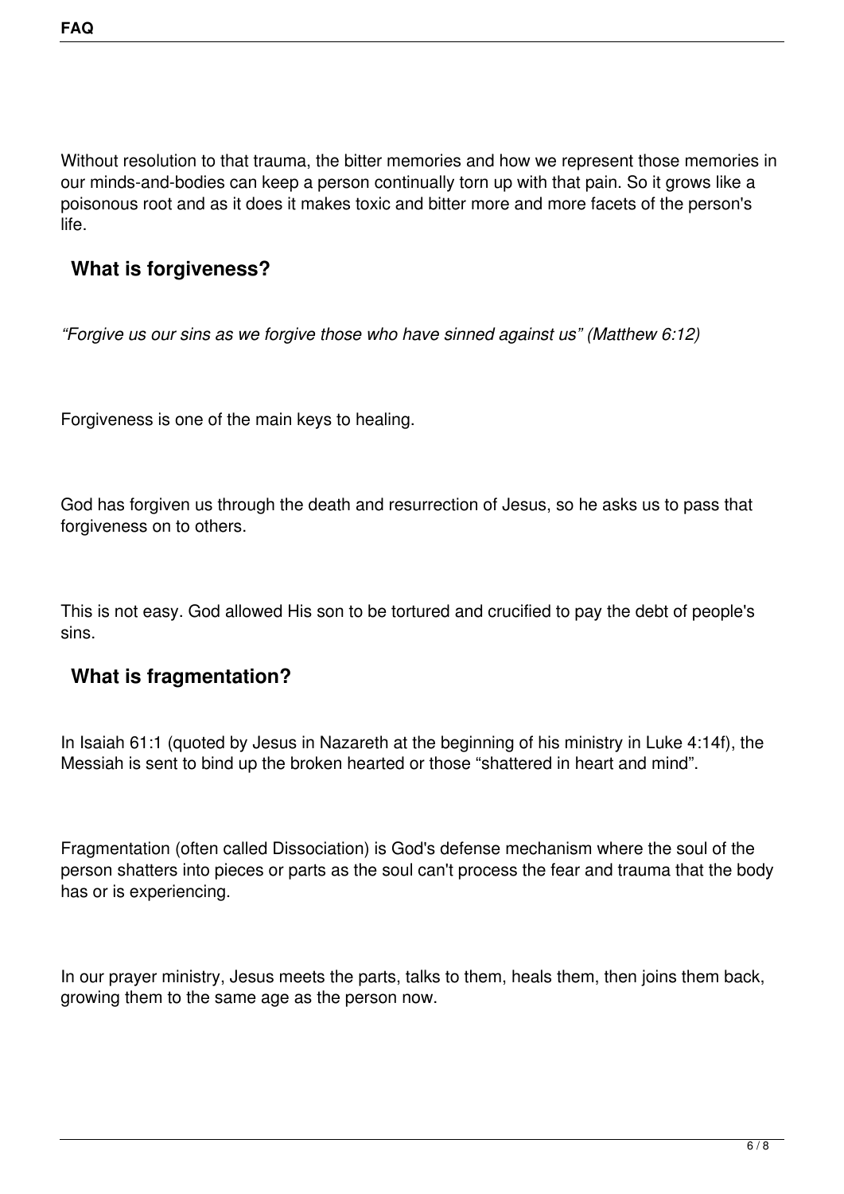Without resolution to that trauma, the bitter memories and how we represent those memories in our minds-and-bodies can keep a person continually torn up with that pain. So it grows like a poisonous root and as it does it makes toxic and bitter more and more facets of the person's life.

## What is forgiveness?

*“Forgive us our sins as we forgive those who have sinned against us” (Matthew 6:12)*

Forgiveness is one of the main keys to healing.

God has forgiven us through the death and resurrection of Jesus, so he asks us to pass that forgiveness on to others.

This is not easy. God allowed His son to be tortured and crucified to pay the debt of people's sins.

## What is fragmentation?

In Isaiah 61:1 (quoted by Jesus in Nazareth at the beginning of his ministry in Luke 4:14f), the Messiah is sent to bind up the broken hearted or those “shattered in heart and mind”.

Fragmentation (often called Dissociation) is God's defense mechanism where the soul of the person shatters into pieces or parts as the soul can't process the fear and trauma that the body has or is experiencing.

In our prayer ministry, Jesus meets the parts, talks to them, heals them, then joins them back, growing them to the same age as the person now.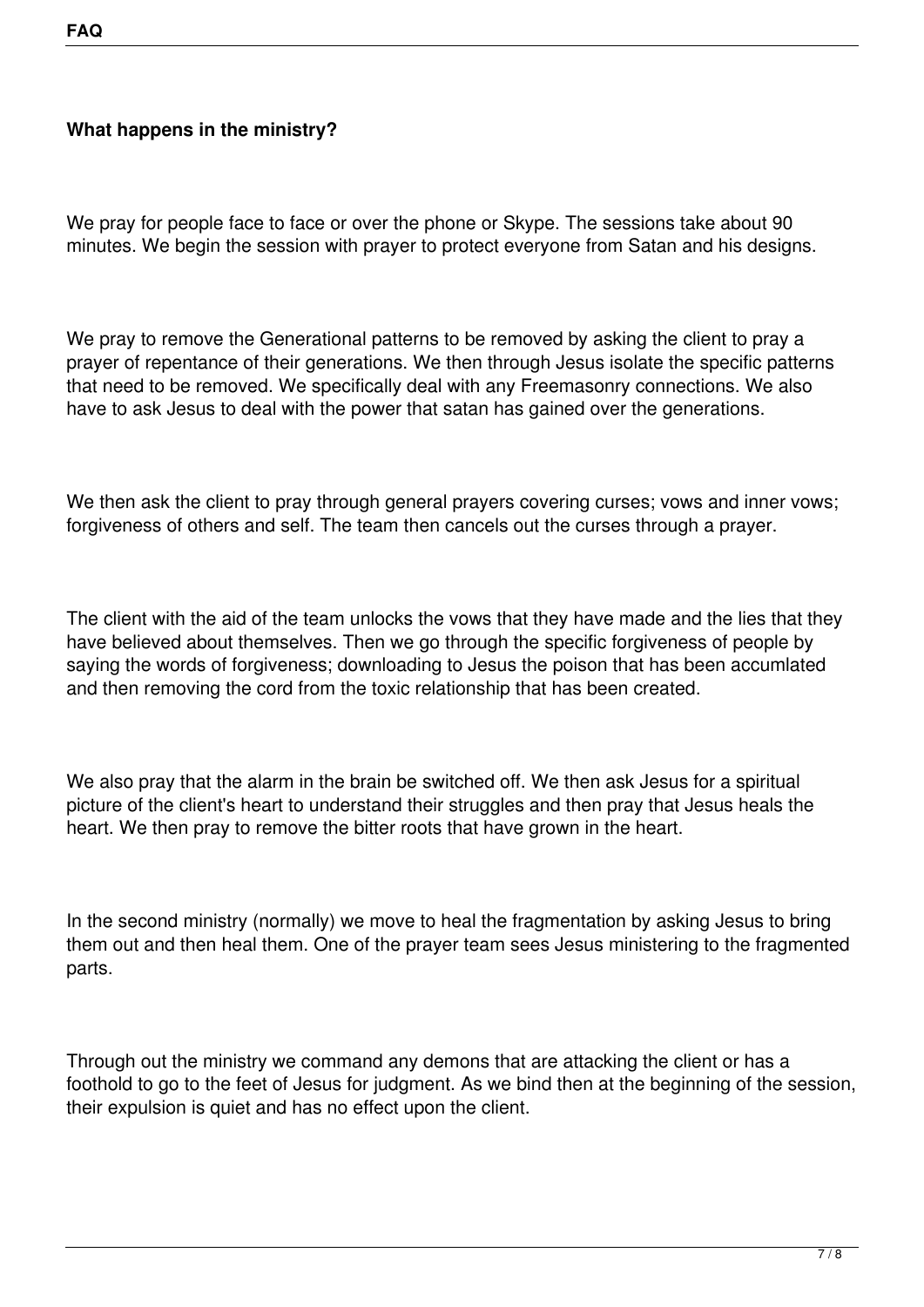**What happens in the ministry?**

We pray for people face to face or over the phone or Skype. The sessions take about 90 minutes. We begin the session with prayer to protect everyone from Satan and his designs.

We pray to remove the Generational patterns to be removed by asking the client to pray a prayer of repentance of their generations. We then through Jesus isolate the specific patterns that need to be removed. We specifically deal with any Freemasonry connections. We also have to ask Jesus to deal with the power that satan has gained over the generations.

We then ask the client to pray through general prayers covering curses; vows and inner vows; forgiveness of others and self. The team then cancels out the curses through a prayer.

The client with the aid of the team unlocks the vows that they have made and the lies that they have believed about themselves. Then we go through the specific forgiveness of people by saying the words of forgiveness; downloading to Jesus the poison that has been accumlated and then removing the cord from the toxic relationship that has been created.

We also pray that the alarm in the brain be switched off. We then ask Jesus for a spiritual picture of the client's heart to understand their struggles and then pray that Jesus heals the heart. We then pray to remove the bitter roots that have grown in the heart.

In the second ministry (normally) we move to heal the fragmentation by asking Jesus to bring them out and then heal them. One of the prayer team sees Jesus ministering to the fragmented parts.

Through out the ministry we command any demons that are attacking the client or has a foothold to go to the feet of Jesus for judgment. As we bind then at the beginning of the session, their expulsion is quiet and has no effect upon the client.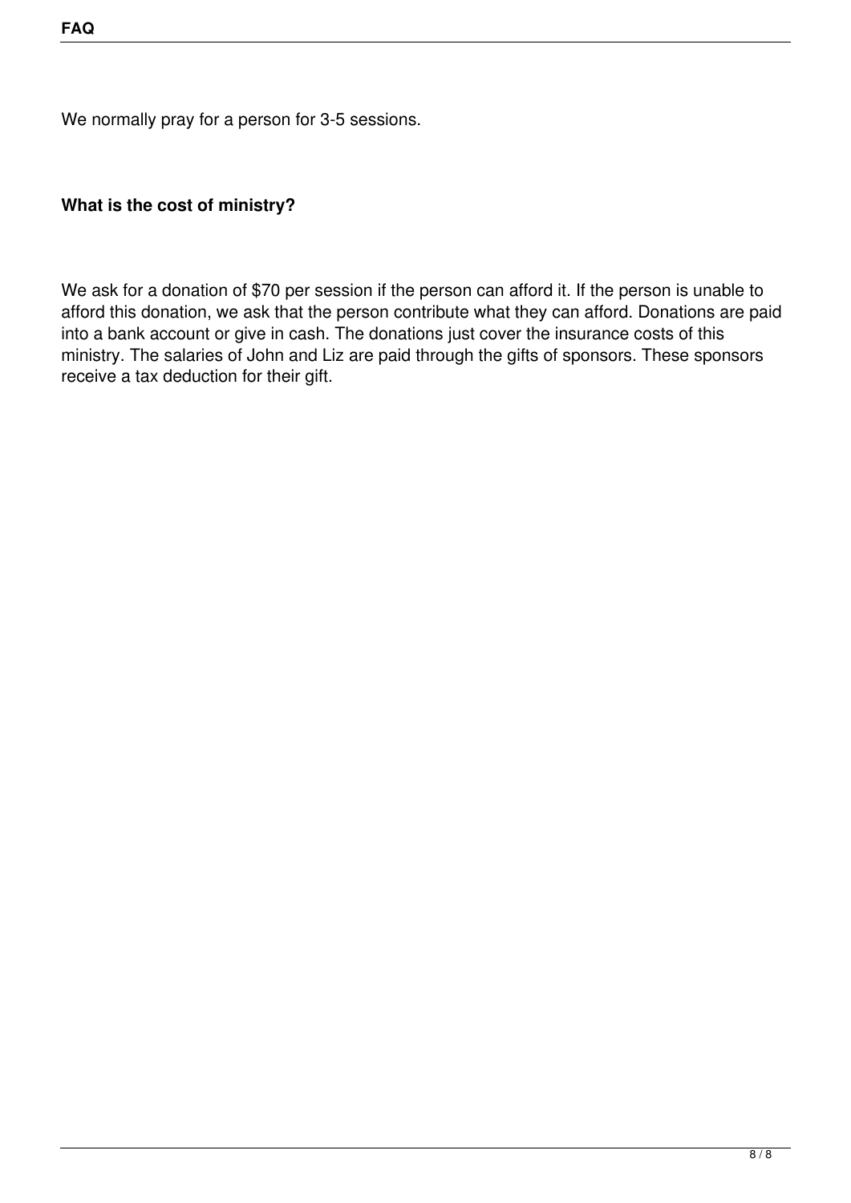We normally pray for a person for 3-5 sessions.

**What is the cost of ministry?**

We ask for a donation of $70 per session if the person can afford it. If the person is unable to afford this donation, we ask that the person contribute what they can afford. Donations are paid into a bank account or give in cash. The donations just cover the insurance costs of this ministry. The salaries of John and Liz are paid through the gifts of sponsors. These sponsors receive a tax deduction for their gift.